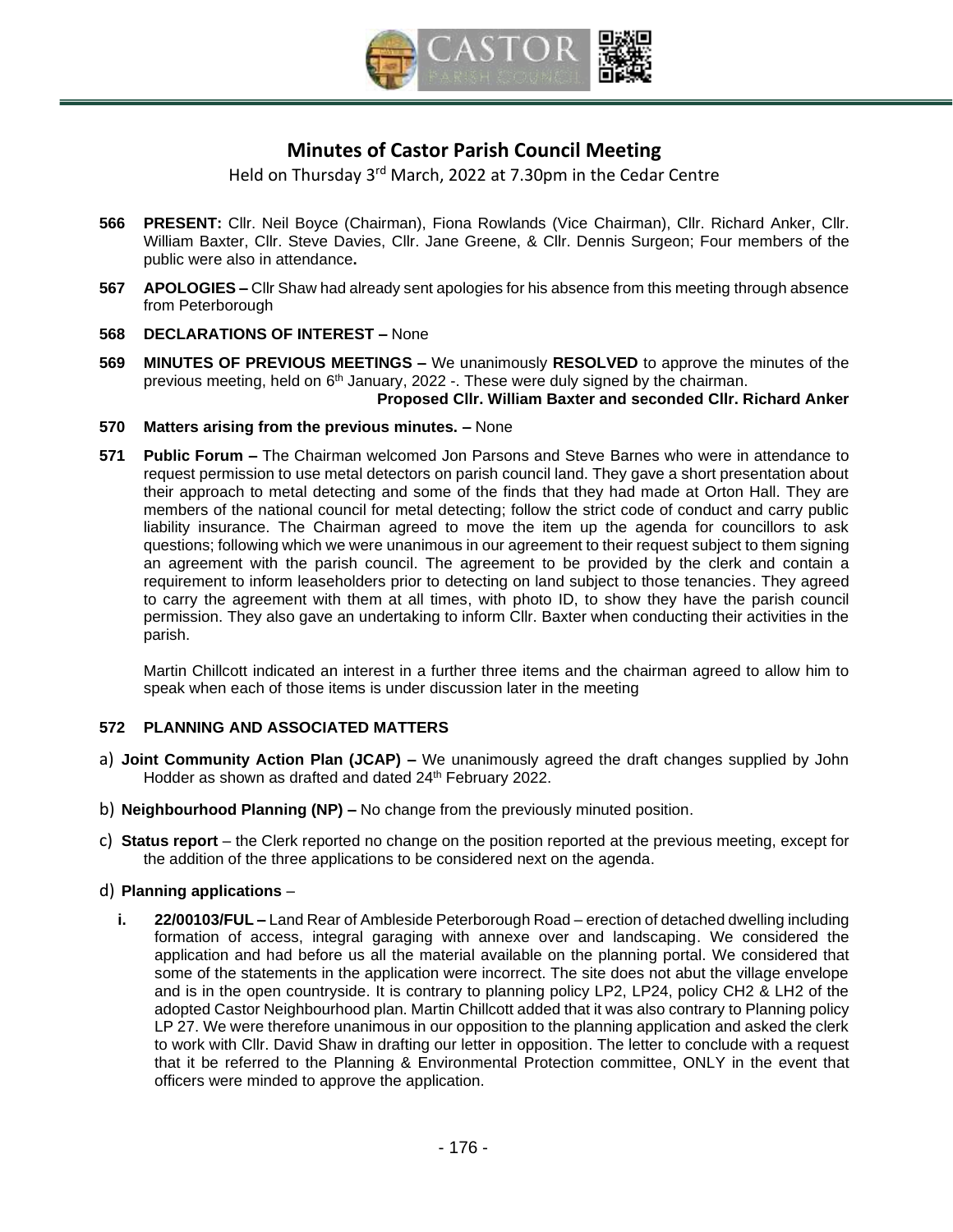# Minutes of Castor Parish Council Meeting

Held on Thursday 3rd March, 2022 at 7.30pm in the Cedar Centre

**566 PRESENT:** Cllr. Neil Boyce (Chairman), Fiona Rowlands (Vice Chairman), Cllr. Richard Anker, Cllr. William Baxter, Cllr. Steve Davies, Cllr. Jane Greene, & Cllr. Dennis Surgeon; Four members of the public were also in attendance**.**

**567 APOLOGIES –** Cllr Shaw had already sent apologies for his absence from this meeting through absence from Peterborough

**568 DECLARATIONS OF INTEREST –** None

**569 MINUTES OF PREVIOUS MEETINGS –** We unanimously **RESOLVED** to approve the minutes of the previous meeting, held on 6th January, 2022 -. These were duly signed by the chairman.

**Proposed Cllr. William Baxter and seconded Cllr. Richard Anker**

**570 Matters arising from the previous minutes. –** None

**571 Public Forum –** The Chairman welcomed Jon Parsons and Steve Barnes who were in attendance to request permission to use metal detectors on parish council land. They gave a short presentation about their approach to metal detecting and some of the finds that they had made at Orton Hall. They are members of the national council for metal detecting; follow the strict code of conduct and carry public liability insurance. The Chairman agreed to move the item up the agenda for councillors to ask questions; following which we were unanimous in our agreement to their request subject to them signing an agreement with the parish council. The agreement to be provided by the clerk and contain a requirement to inform leaseholders prior to detecting on land subject to those tenancies. They agreed to carry the agreement with them at all times, with photo ID, to show they have the parish council permission. They also gave an undertaking to inform Cllr. Baxter when conducting their activities in the parish.

Martin Chillcott indicated an interest in a further three items and the chairman agreed to allow him to speak when each of those items is under discussion later in the meeting

**572 PLANNING AND ASSOCIATED MATTERS**

a) **Joint Community Action Plan (JCAP) –** We unanimously agreed the draft changes supplied by John Hodder as shown as drafted and dated 24th February 2022.

b) **Neighbourhood Planning (NP) –** No change from the previously minuted position.

c) **Status report** – the Clerk reported no change on the position reported at the previous meeting, except for the addition of the three applications to be considered next on the agenda.

d) **Planning applications** –

**i. 22/00103/FUL –** Land Rear of Ambleside Peterborough Road – erection of detached dwelling including formation of access, integral garaging with annexe over and landscaping. We considered the application and had before us all the material available on the planning portal. We considered that some of the statements in the application were incorrect. The site does not abut the village envelope and is in the open countryside. It is contrary to planning policy LP2, LP24, policy CH2 & LH2 of the adopted Castor Neighbourhood plan. Martin Chillcott added that it was also contrary to Planning policy LP 27. We were therefore unanimous in our opposition to the planning application and asked the clerk to work with Cllr. David Shaw in drafting our letter in opposition. The letter to conclude with a request that it be referred to the Planning & Environmental Protection committee, ONLY in the event that officers were minded to approve the application.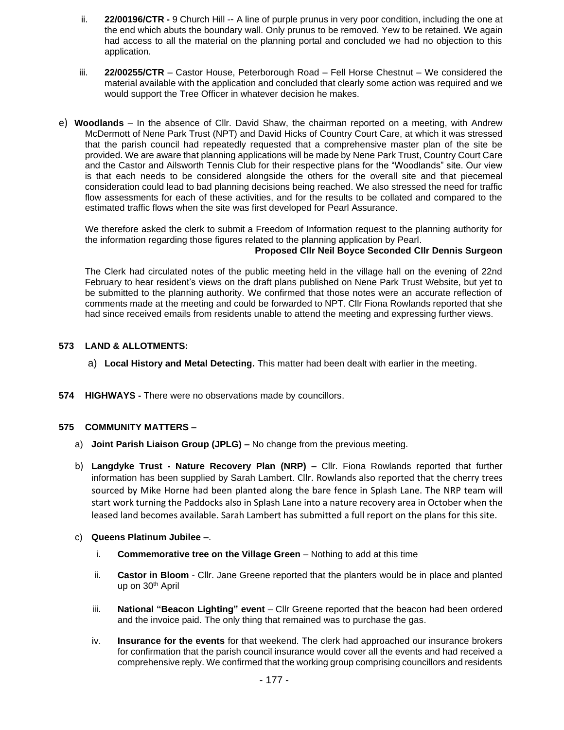ii. **22/00196/CTR -** 9 Church Hill -- A line of purple prunus in very poor condition, including the one at the end which abuts the boundary wall. Only prunus to be removed. Yew to be retained. We again had access to all the material on the planning portal and concluded we had no objection to this application.

iii. **22/00255/CTR** – Castor House, Peterborough Road – Fell Horse Chestnut – We considered the material available with the application and concluded that clearly some action was required and we would support the Tree Officer in whatever decision he makes.

e) **Woodlands** – In the absence of Cllr. David Shaw, the chairman reported on a meeting, with Andrew McDermott of Nene Park Trust (NPT) and David Hicks of Country Court Care, at which it was stressed that the parish council had repeatedly requested that a comprehensive master plan of the site be provided. We are aware that planning applications will be made by Nene Park Trust, Country Court Care and the Castor and Ailsworth Tennis Club for their respective plans for the "Woodlands" site. Our view is that each needs to be considered alongside the others for the overall site and that piecemeal consideration could lead to bad planning decisions being reached. We also stressed the need for traffic flow assessments for each of these activities, and for the results to be collated and compared to the estimated traffic flows when the site was first developed for Pearl Assurance.

We therefore asked the clerk to submit a Freedom of Information request to the planning authority for the information regarding those figures related to the planning application by Pearl.

**Proposed Cllr Neil Boyce Seconded Cllr Dennis Surgeon**

The Clerk had circulated notes of the public meeting held in the village hall on the evening of 22nd February to hear resident's views on the draft plans published on Nene Park Trust Website, but yet to be submitted to the planning authority. We confirmed that those notes were an accurate reflection of comments made at the meeting and could be forwarded to NPT. Cllr Fiona Rowlands reported that she had since received emails from residents unable to attend the meeting and expressing further views.

**573 LAND & ALLOTMENTS:**

a) **Local History and Metal Detecting.** This matter had been dealt with earlier in the meeting.

**574 HIGHWAYS -** There were no observations made by councillors.

**575 COMMUNITY MATTERS –**

a) **Joint Parish Liaison Group (JPLG) –** No change from the previous meeting.

b) **Langdyke Trust - Nature Recovery Plan (NRP) –** Cllr. Fiona Rowlands reported that further information has been supplied by Sarah Lambert. Cllr. Rowlands also reported that the cherry trees sourced by Mike Horne had been planted along the bare fence in Splash Lane. The NRP team will start work turning the Paddocks also in Splash Lane into a nature recovery area in October when the leased land becomes available. Sarah Lambert has submitted a full report on the plans for this site.

c) **Queens Platinum Jubilee –**.

i. **Commemorative tree on the Village Green** – Nothing to add at this time

ii. **Castor in Bloom** - Cllr. Jane Greene reported that the planters would be in place and planted up on 30th April

iii. **National "Beacon Lighting" event** – Cllr Greene reported that the beacon had been ordered and the invoice paid. The only thing that remained was to purchase the gas.

iv. **Insurance for the events** for that weekend. The clerk had approached our insurance brokers for confirmation that the parish council insurance would cover all the events and had received a comprehensive reply. We confirmed that the working group comprising councillors and residents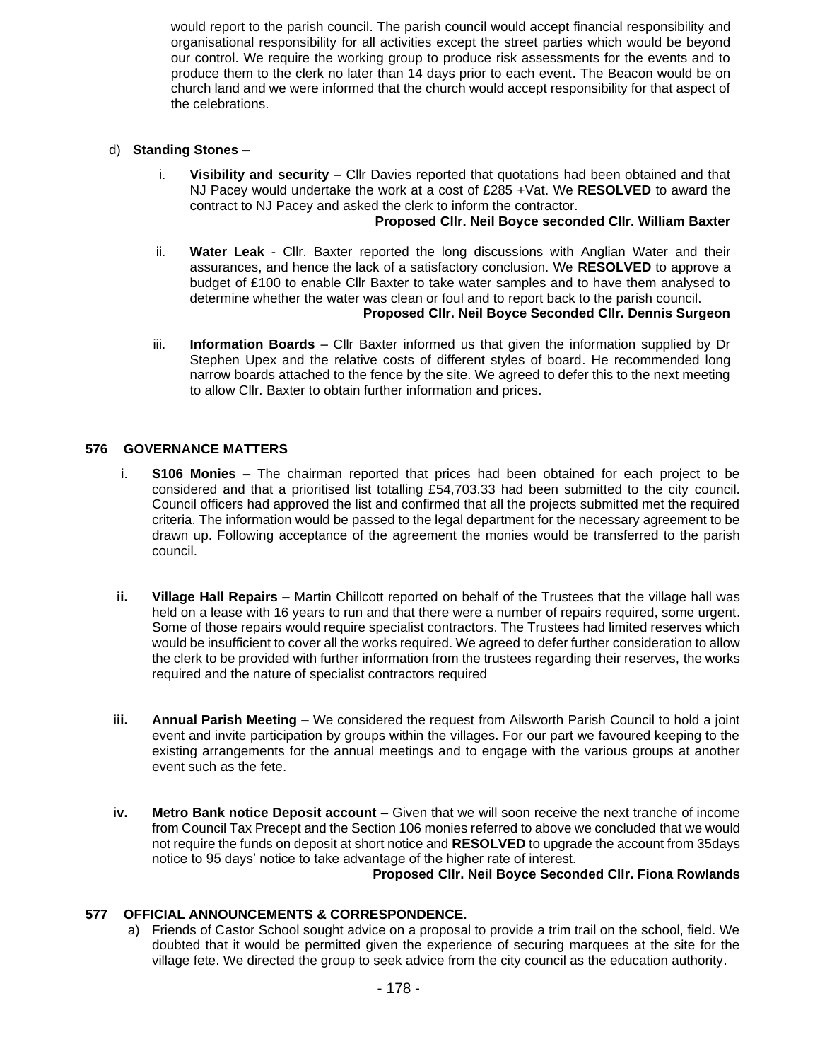would report to the parish council. The parish council would accept financial responsibility and organisational responsibility for all activities except the street parties which would be beyond our control. We require the working group to produce risk assessments for the events and to produce them to the clerk no later than 14 days prior to each event. The Beacon would be on church land and we were informed that the church would accept responsibility for that aspect of the celebrations.

d) **Standing Stones –**

i. **Visibility and security** – Cllr Davies reported that quotations had been obtained and that NJ Pacey would undertake the work at a cost of £285 +Vat. We **RESOLVED** to award the contract to NJ Pacey and asked the clerk to inform the contractor.

**Proposed Cllr. Neil Boyce seconded Cllr. William Baxter**

ii. **Water Leak** - Cllr. Baxter reported the long discussions with Anglian Water and their assurances, and hence the lack of a satisfactory conclusion. We **RESOLVED** to approve a budget of £100 to enable Cllr Baxter to take water samples and to have them analysed to determine whether the water was clean or foul and to report back to the parish council.

**Proposed Cllr. Neil Boyce Seconded Cllr. Dennis Surgeon**

iii. **Information Boards** – Cllr Baxter informed us that given the information supplied by Dr Stephen Upex and the relative costs of different styles of board. He recommended long narrow boards attached to the fence by the site. We agreed to defer this to the next meeting to allow Cllr. Baxter to obtain further information and prices.

## 576 GOVERNANCE MATTERS

i. **S106 Monies –** The chairman reported that prices had been obtained for each project to be considered and that a prioritised list totalling £54,703.33 had been submitted to the city council. Council officers had approved the list and confirmed that all the projects submitted met the required criteria. The information would be passed to the legal department for the necessary agreement to be drawn up. Following acceptance of the agreement the monies would be transferred to the parish council.

**ii. Village Hall Repairs –** Martin Chillcott reported on behalf of the Trustees that the village hall was held on a lease with 16 years to run and that there were a number of repairs required, some urgent. Some of those repairs would require specialist contractors. The Trustees had limited reserves which would be insufficient to cover all the works required. We agreed to defer further consideration to allow the clerk to be provided with further information from the trustees regarding their reserves, the works required and the nature of specialist contractors required

**iii. Annual Parish Meeting –** We considered the request from Ailsworth Parish Council to hold a joint event and invite participation by groups within the villages. For our part we favoured keeping to the existing arrangements for the annual meetings and to engage with the various groups at another event such as the fete.

**iv. Metro Bank notice Deposit account –** Given that we will soon receive the next tranche of income from Council Tax Precept and the Section 106 monies referred to above we concluded that we would not require the funds on deposit at short notice and **RESOLVED** to upgrade the account from 35days notice to 95 days' notice to take advantage of the higher rate of interest.

**Proposed Cllr. Neil Boyce Seconded Cllr. Fiona Rowlands**

## 577 OFFICIAL ANNOUNCEMENTS & CORRESPONDENCE.

a) Friends of Castor School sought advice on a proposal to provide a trim trail on the school, field. We doubted that it would be permitted given the experience of securing marquees at the site for the village fete. We directed the group to seek advice from the city council as the education authority.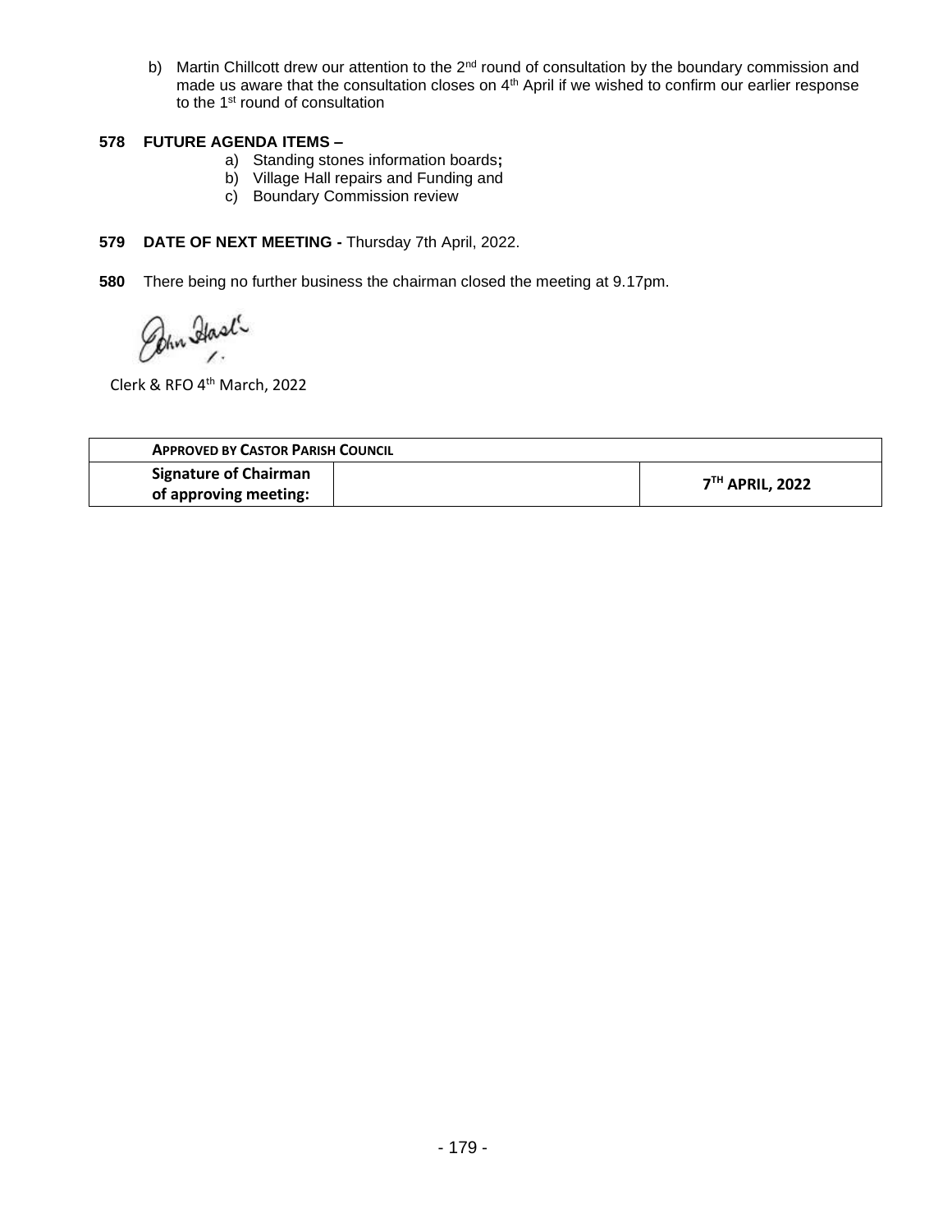b) Martin Chillcott drew our attention to the 2nd round of consultation by the boundary commission and made us aware that the consultation closes on 4th April if we wished to confirm our earlier response to the 1st round of consultation

**578 FUTURE AGENDA ITEMS –**

a) Standing stones information boards**;**
b) Village Hall repairs and Funding and
c) Boundary Commission review

**579 DATE OF NEXT MEETING -** Thursday 7th April, 2022.

**580** There being no further business the chairman closed the meeting at 9.17pm.

Clerk & RFO 4th March, 2022

| APPROVED BY CASTOR PARISH COUNCIL | | |
|---|---|---|
| **Signature of Chairman of approving meeting:** | | **7TH APRIL, 2022** |